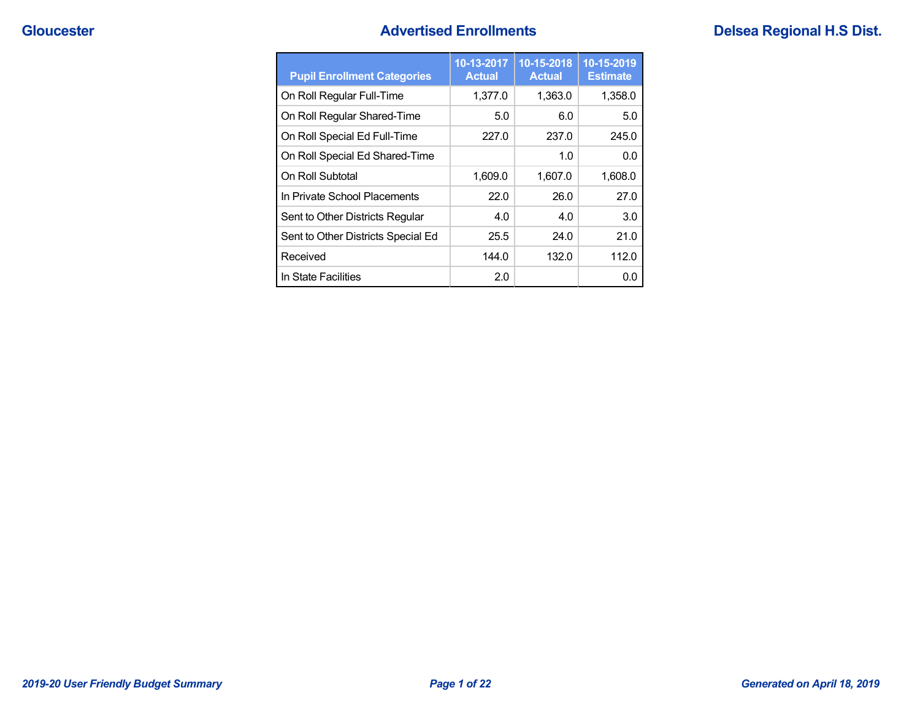# Advertised Enrollments

**Gloucester** — **Delsea Regional H.S Dist.**

| Pupil Enrollment Categories | 10-13-2017 Actual | 10-15-2018 Actual | 10-15-2019 Estimate |
|---|---|---|---|
| On Roll Regular Full-Time | 1,377.0 | 1,363.0 | 1,358.0 |
| On Roll Regular Shared-Time | 5.0 | 6.0 | 5.0 |
| On Roll Special Ed Full-Time | 227.0 | 237.0 | 245.0 |
| On Roll Special Ed Shared-Time | | 1.0 | 0.0 |
| On Roll Subtotal | 1,609.0 | 1,607.0 | 1,608.0 |
| In Private School Placements | 22.0 | 26.0 | 27.0 |
| Sent to Other Districts Regular | 4.0 | 4.0 | 3.0 |
| Sent to Other Districts Special Ed | 25.5 | 24.0 | 21.0 |
| Received | 144.0 | 132.0 | 112.0 |
| In State Facilities | 2.0 | | 0.0 |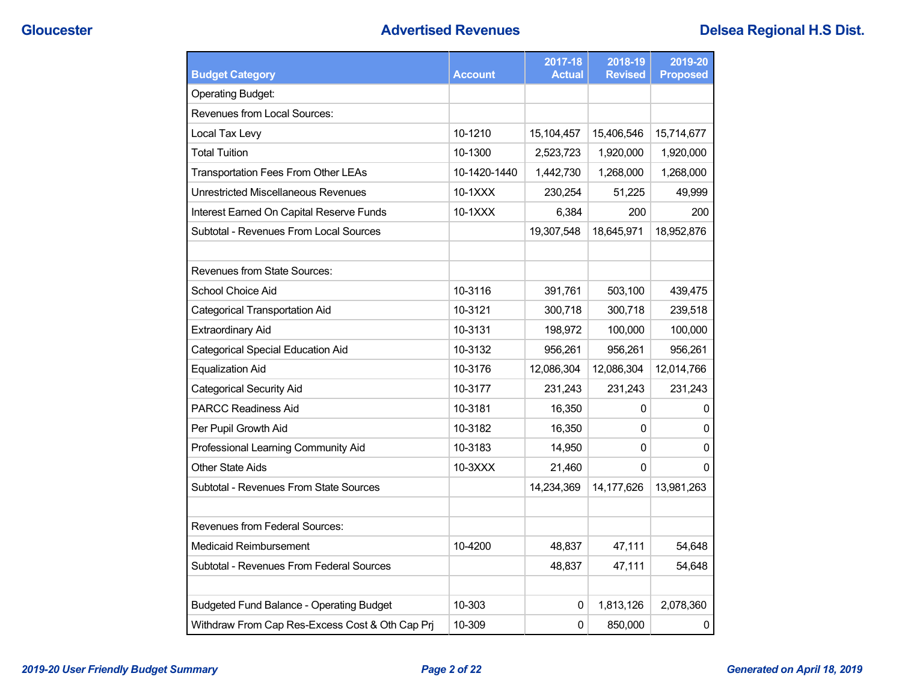## Advertised Revenues

| Budget Category | Account | 2017-18 Actual | 2018-19 Revised | 2019-20 Proposed |
|---|---|---|---|---|
| Operating Budget: | | | | |
| Revenues from Local Sources: | | | | |
| Local Tax Levy | 10-1210 | 15,104,457 | 15,406,546 | 15,714,677 |
| Total Tuition | 10-1300 | 2,523,723 | 1,920,000 | 1,920,000 |
| Transportation Fees From Other LEAs | 10-1420-1440 | 1,442,730 | 1,268,000 | 1,268,000 |
| Unrestricted Miscellaneous Revenues | 10-1XXX | 230,254 | 51,225 | 49,999 |
| Interest Earned On Capital Reserve Funds | 10-1XXX | 6,384 | 200 | 200 |
| Subtotal - Revenues From Local Sources | | 19,307,548 | 18,645,971 | 18,952,876 |
| | | | | |
| Revenues from State Sources: | | | | |
| School Choice Aid | 10-3116 | 391,761 | 503,100 | 439,475 |
| Categorical Transportation Aid | 10-3121 | 300,718 | 300,718 | 239,518 |
| Extraordinary Aid | 10-3131 | 198,972 | 100,000 | 100,000 |
| Categorical Special Education Aid | 10-3132 | 956,261 | 956,261 | 956,261 |
| Equalization Aid | 10-3176 | 12,086,304 | 12,086,304 | 12,014,766 |
| Categorical Security Aid | 10-3177 | 231,243 | 231,243 | 231,243 |
| PARCC Readiness Aid | 10-3181 | 16,350 | 0 | 0 |
| Per Pupil Growth Aid | 10-3182 | 16,350 | 0 | 0 |
| Professional Learning Community Aid | 10-3183 | 14,950 | 0 | 0 |
| Other State Aids | 10-3XXX | 21,460 | 0 | 0 |
| Subtotal - Revenues From State Sources | | 14,234,369 | 14,177,626 | 13,981,263 |
| | | | | |
| Revenues from Federal Sources: | | | | |
| Medicaid Reimbursement | 10-4200 | 48,837 | 47,111 | 54,648 |
| Subtotal - Revenues From Federal Sources | | 48,837 | 47,111 | 54,648 |
| | | | | |
| Budgeted Fund Balance - Operating Budget | 10-303 | 0 | 1,813,126 | 2,078,360 |
| Withdraw From Cap Res-Excess Cost & Oth Cap Prj | 10-309 | 0 | 850,000 | 0 |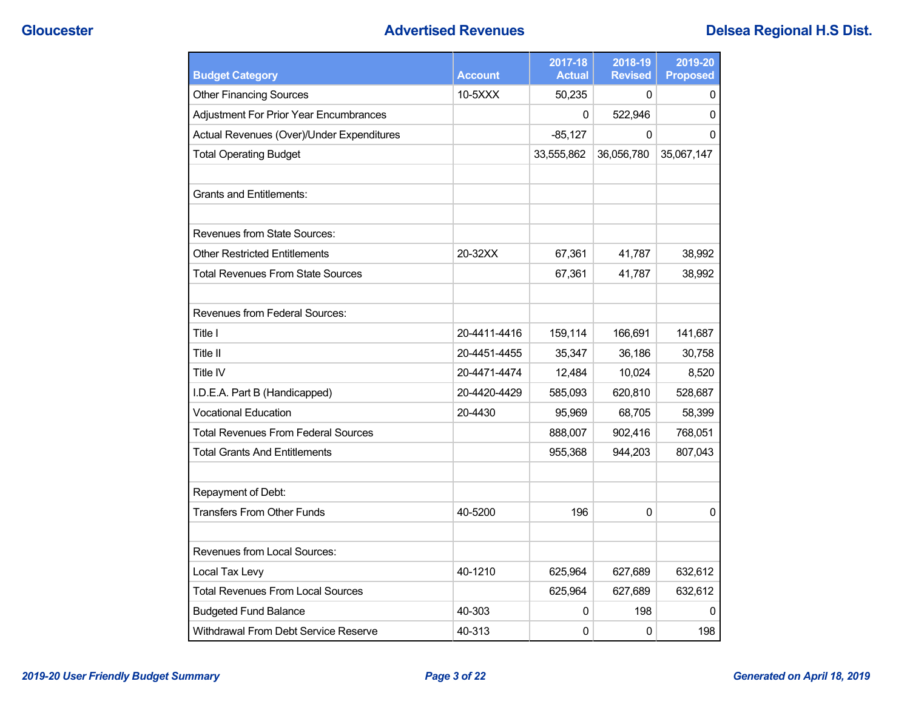| Budget Category | Account | 2017-18 Actual | 2018-19 Revised | 2019-20 Proposed |
|---|---|---|---|---|
| Other Financing Sources | 10-5XXX | 50,235 | 0 | 0 |
| Adjustment For Prior Year Encumbrances | | 0 | 522,946 | 0 |
| Actual Revenues (Over)/Under Expenditures | | -85,127 | 0 | 0 |
| Total Operating Budget | | 33,555,862 | 36,056,780 | 35,067,147 |
| | | | | |
| Grants and Entitlements: | | | | |
| | | | | |
| Revenues from State Sources: | | | | |
| Other Restricted Entitlements | 20-32XX | 67,361 | 41,787 | 38,992 |
| Total Revenues From State Sources | | 67,361 | 41,787 | 38,992 |
| | | | | |
| Revenues from Federal Sources: | | | | |
| Title I | 20-4411-4416 | 159,114 | 166,691 | 141,687 |
| Title II | 20-4451-4455 | 35,347 | 36,186 | 30,758 |
| Title IV | 20-4471-4474 | 12,484 | 10,024 | 8,520 |
| I.D.E.A. Part B (Handicapped) | 20-4420-4429 | 585,093 | 620,810 | 528,687 |
| Vocational Education | 20-4430 | 95,969 | 68,705 | 58,399 |
| Total Revenues From Federal Sources | | 888,007 | 902,416 | 768,051 |
| Total Grants And Entitlements | | 955,368 | 944,203 | 807,043 |
| | | | | |
| Repayment of Debt: | | | | |
| Transfers From Other Funds | 40-5200 | 196 | 0 | 0 |
| | | | | |
| Revenues from Local Sources: | | | | |
| Local Tax Levy | 40-1210 | 625,964 | 627,689 | 632,612 |
| Total Revenues From Local Sources | | 625,964 | 627,689 | 632,612 |
| Budgeted Fund Balance | 40-303 | 0 | 198 | 0 |
| Withdrawal From Debt Service Reserve | 40-313 | 0 | 0 | 198 |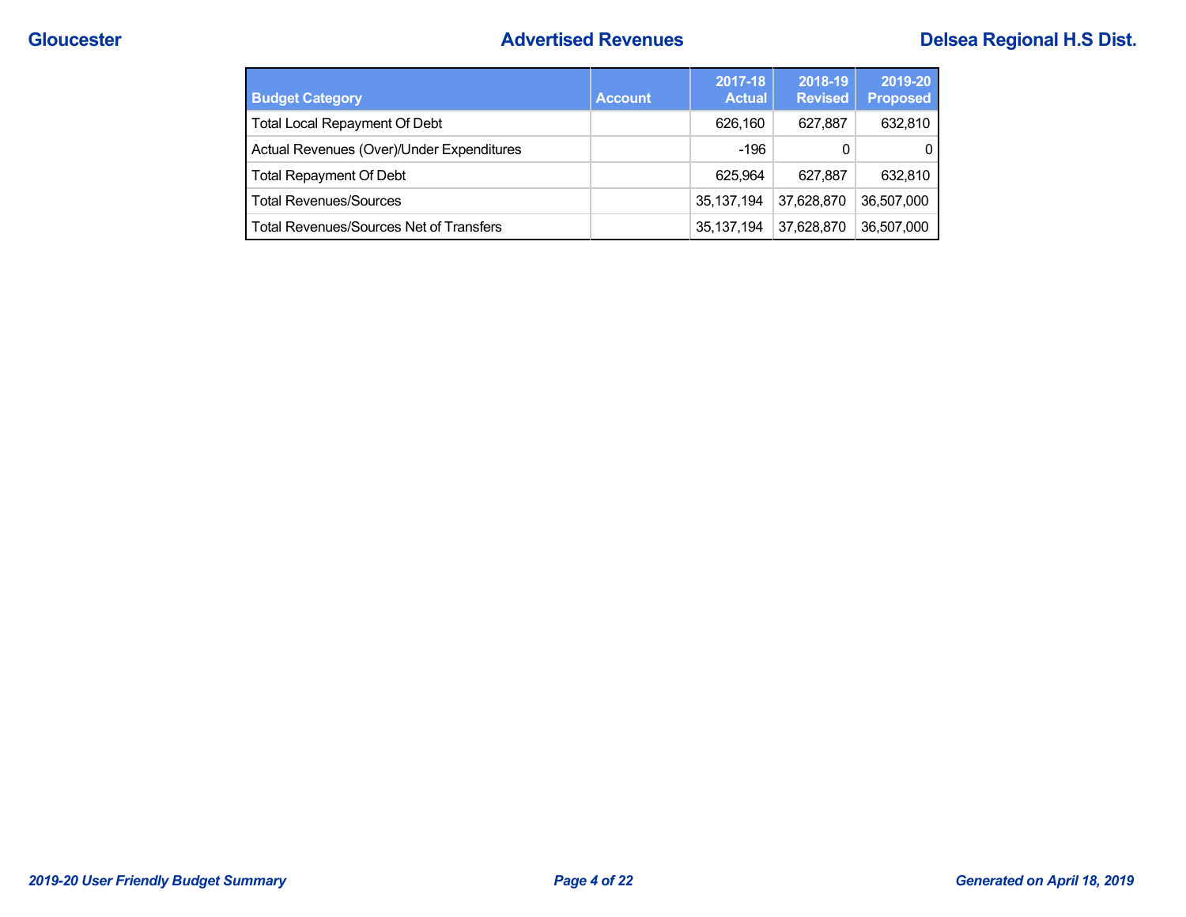| Budget Category | Account | 2017-18 Actual | 2018-19 Revised | 2019-20 Proposed |
|---|---|---|---|---|
| Total Local Repayment Of Debt | | 626,160 | 627,887 | 632,810 |
| Actual Revenues (Over)/Under Expenditures | | -196 | 0 | 0 |
| Total Repayment Of Debt | | 625,964 | 627,887 | 632,810 |
| Total Revenues/Sources | | 35,137,194 | 37,628,870 | 36,507,000 |
| Total Revenues/Sources Net of Transfers | | 35,137,194 | 37,628,870 | 36,507,000 |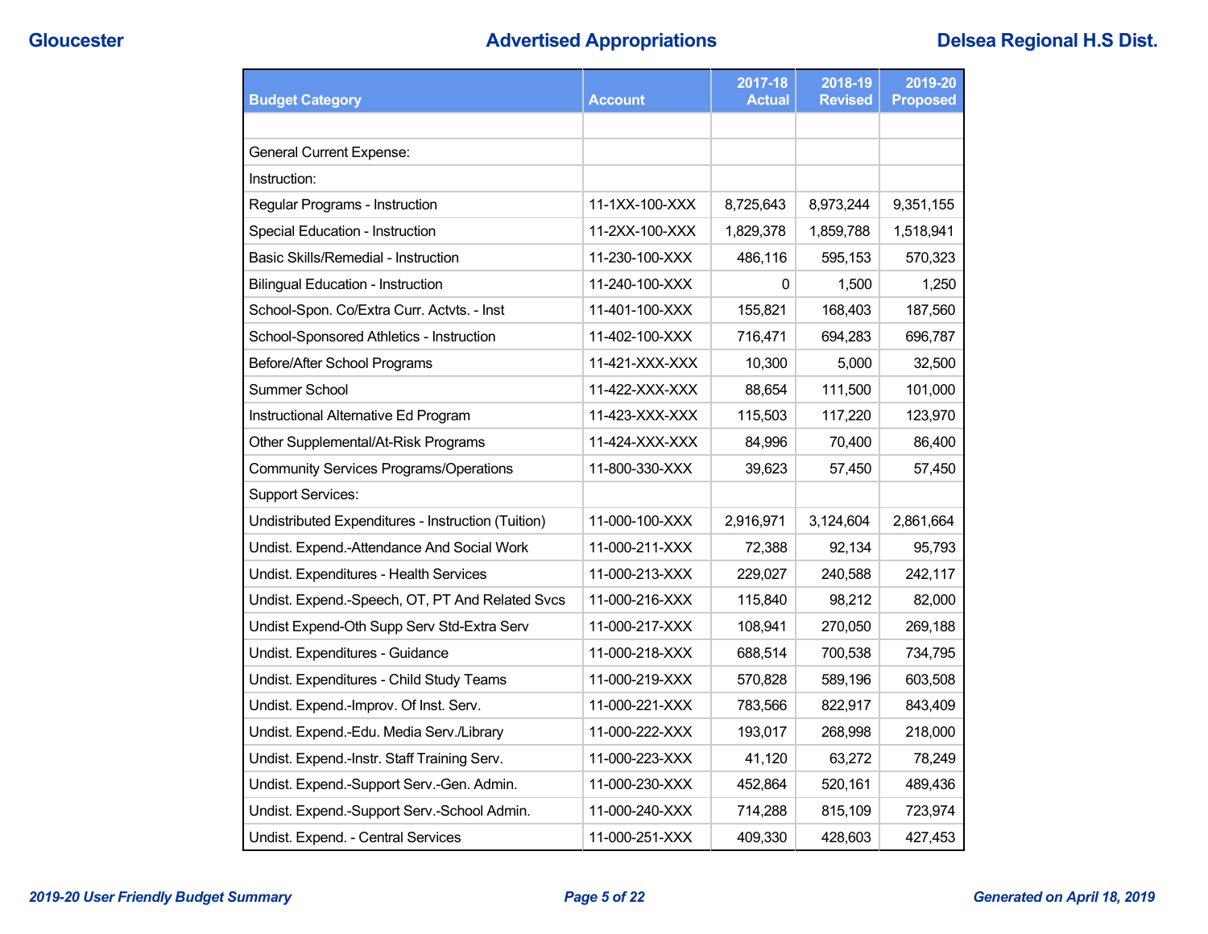## Advertised Appropriations

| Budget Category | Account | 2017-18 Actual | 2018-19 Revised | 2019-20 Proposed |
|---|---|---|---|---|
| | | | | |
| General Current Expense: | | | | |
| Instruction: | | | | |
| Regular Programs - Instruction | 11-1XX-100-XXX | 8,725,643 | 8,973,244 | 9,351,155 |
| Special Education - Instruction | 11-2XX-100-XXX | 1,829,378 | 1,859,788 | 1,518,941 |
| Basic Skills/Remedial - Instruction | 11-230-100-XXX | 486,116 | 595,153 | 570,323 |
| Bilingual Education - Instruction | 11-240-100-XXX | 0 | 1,500 | 1,250 |
| School-Spon. Co/Extra Curr. Actvts. - Inst | 11-401-100-XXX | 155,821 | 168,403 | 187,560 |
| School-Sponsored Athletics - Instruction | 11-402-100-XXX | 716,471 | 694,283 | 696,787 |
| Before/After School Programs | 11-421-XXX-XXX | 10,300 | 5,000 | 32,500 |
| Summer School | 11-422-XXX-XXX | 88,654 | 111,500 | 101,000 |
| Instructional Alternative Ed Program | 11-423-XXX-XXX | 115,503 | 117,220 | 123,970 |
| Other Supplemental/At-Risk Programs | 11-424-XXX-XXX | 84,996 | 70,400 | 86,400 |
| Community Services Programs/Operations | 11-800-330-XXX | 39,623 | 57,450 | 57,450 |
| Support Services: | | | | |
| Undistributed Expenditures - Instruction (Tuition) | 11-000-100-XXX | 2,916,971 | 3,124,604 | 2,861,664 |
| Undist. Expend.-Attendance And Social Work | 11-000-211-XXX | 72,388 | 92,134 | 95,793 |
| Undist. Expenditures - Health Services | 11-000-213-XXX | 229,027 | 240,588 | 242,117 |
| Undist. Expend.-Speech, OT, PT And Related Svcs | 11-000-216-XXX | 115,840 | 98,212 | 82,000 |
| Undist Expend-Oth Supp Serv Std-Extra Serv | 11-000-217-XXX | 108,941 | 270,050 | 269,188 |
| Undist. Expenditures - Guidance | 11-000-218-XXX | 688,514 | 700,538 | 734,795 |
| Undist. Expenditures - Child Study Teams | 11-000-219-XXX | 570,828 | 589,196 | 603,508 |
| Undist. Expend.-Improv. Of Inst. Serv. | 11-000-221-XXX | 783,566 | 822,917 | 843,409 |
| Undist. Expend.-Edu. Media Serv./Library | 11-000-222-XXX | 193,017 | 268,998 | 218,000 |
| Undist. Expend.-Instr. Staff Training Serv. | 11-000-223-XXX | 41,120 | 63,272 | 78,249 |
| Undist. Expend.-Support Serv.-Gen. Admin. | 11-000-230-XXX | 452,864 | 520,161 | 489,436 |
| Undist. Expend.-Support Serv.-School Admin. | 11-000-240-XXX | 714,288 | 815,109 | 723,974 |
| Undist. Expend. - Central Services | 11-000-251-XXX | 409,330 | 428,603 | 427,453 |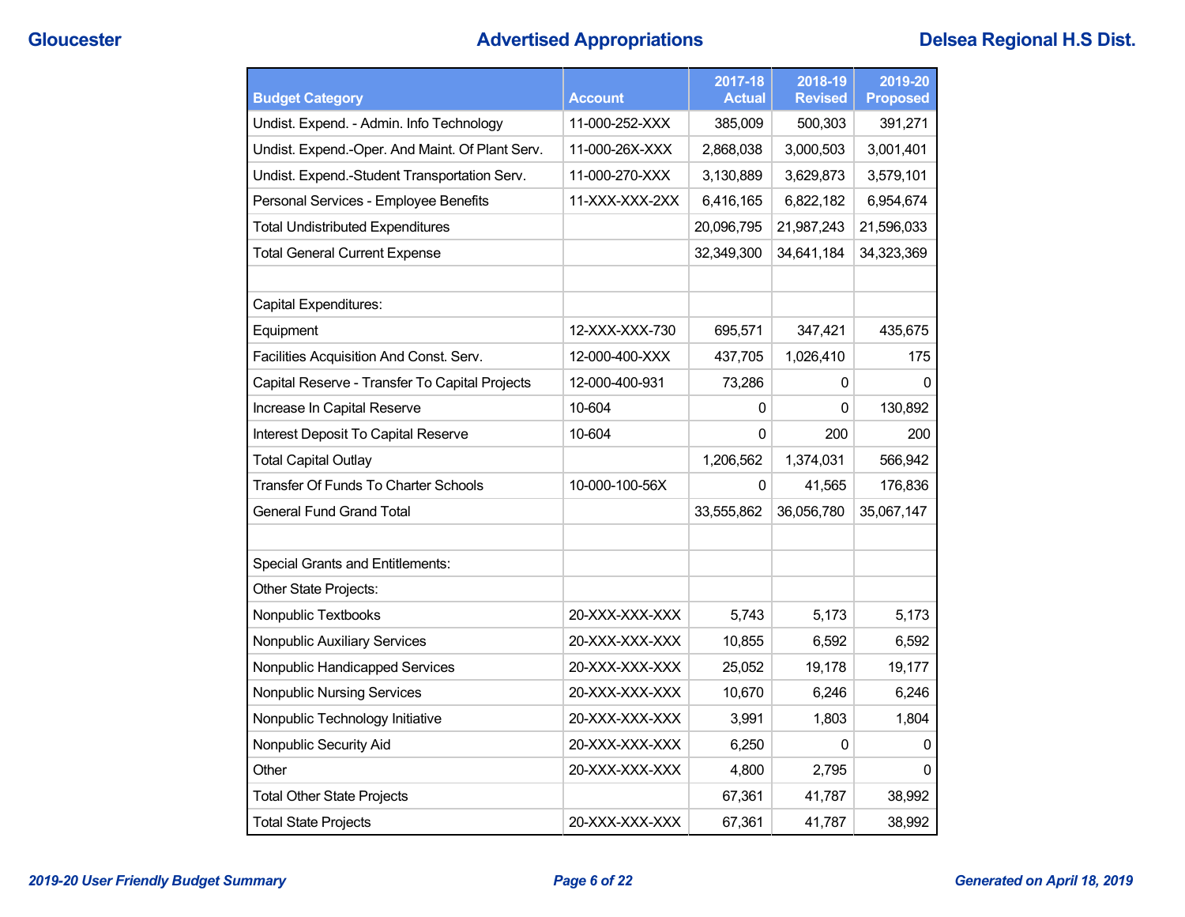| Budget Category | Account | 2017-18 Actual | 2018-19 Revised | 2019-20 Proposed |
|---|---|---|---|---|
| Undist. Expend. - Admin. Info Technology | 11-000-252-XXX | 385,009 | 500,303 | 391,271 |
| Undist. Expend.-Oper. And Maint. Of Plant Serv. | 11-000-26X-XXX | 2,868,038 | 3,000,503 | 3,001,401 |
| Undist. Expend.-Student Transportation Serv. | 11-000-270-XXX | 3,130,889 | 3,629,873 | 3,579,101 |
| Personal Services - Employee Benefits | 11-XXX-XXX-2XX | 6,416,165 | 6,822,182 | 6,954,674 |
| Total Undistributed Expenditures | | 20,096,795 | 21,987,243 | 21,596,033 |
| Total General Current Expense | | 32,349,300 | 34,641,184 | 34,323,369 |
| | | | | |
| Capital Expenditures: | | | | |
| Equipment | 12-XXX-XXX-730 | 695,571 | 347,421 | 435,675 |
| Facilities Acquisition And Const. Serv. | 12-000-400-XXX | 437,705 | 1,026,410 | 175 |
| Capital Reserve - Transfer To Capital Projects | 12-000-400-931 | 73,286 | 0 | 0 |
| Increase In Capital Reserve | 10-604 | 0 | 0 | 130,892 |
| Interest Deposit To Capital Reserve | 10-604 | 0 | 200 | 200 |
| Total Capital Outlay | | 1,206,562 | 1,374,031 | 566,942 |
| Transfer Of Funds To Charter Schools | 10-000-100-56X | 0 | 41,565 | 176,836 |
| General Fund Grand Total | | 33,555,862 | 36,056,780 | 35,067,147 |
| | | | | |
| Special Grants and Entitlements: | | | | |
| Other State Projects: | | | | |
| Nonpublic Textbooks | 20-XXX-XXX-XXX | 5,743 | 5,173 | 5,173 |
| Nonpublic Auxiliary Services | 20-XXX-XXX-XXX | 10,855 | 6,592 | 6,592 |
| Nonpublic Handicapped Services | 20-XXX-XXX-XXX | 25,052 | 19,178 | 19,177 |
| Nonpublic Nursing Services | 20-XXX-XXX-XXX | 10,670 | 6,246 | 6,246 |
| Nonpublic Technology Initiative | 20-XXX-XXX-XXX | 3,991 | 1,803 | 1,804 |
| Nonpublic Security Aid | 20-XXX-XXX-XXX | 6,250 | 0 | 0 |
| Other | 20-XXX-XXX-XXX | 4,800 | 2,795 | 0 |
| Total Other State Projects | | 67,361 | 41,787 | 38,992 |
| Total State Projects | 20-XXX-XXX-XXX | 67,361 | 41,787 | 38,992 |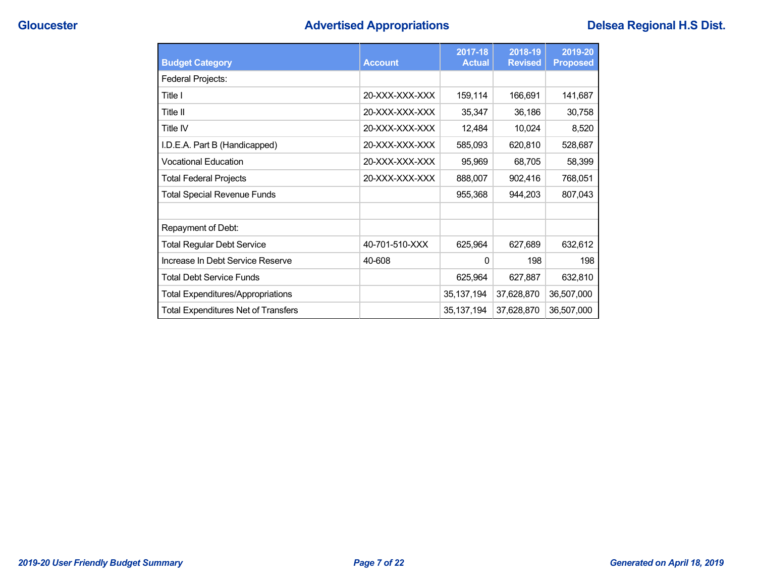# Advertised Appropriations

| Budget Category | Account | 2017-18 Actual | 2018-19 Revised | 2019-20 Proposed |
|---|---|---|---|---|
| Federal Projects: | | | | |
| Title I | 20-XXX-XXX-XXX | 159,114 | 166,691 | 141,687 |
| Title II | 20-XXX-XXX-XXX | 35,347 | 36,186 | 30,758 |
| Title IV | 20-XXX-XXX-XXX | 12,484 | 10,024 | 8,520 |
| I.D.E.A. Part B (Handicapped) | 20-XXX-XXX-XXX | 585,093 | 620,810 | 528,687 |
| Vocational Education | 20-XXX-XXX-XXX | 95,969 | 68,705 | 58,399 |
| Total Federal Projects | 20-XXX-XXX-XXX | 888,007 | 902,416 | 768,051 |
| Total Special Revenue Funds | | 955,368 | 944,203 | 807,043 |
| | | | | |
| Repayment of Debt: | | | | |
| Total Regular Debt Service | 40-701-510-XXX | 625,964 | 627,689 | 632,612 |
| Increase In Debt Service Reserve | 40-608 | 0 | 198 | 198 |
| Total Debt Service Funds | | 625,964 | 627,887 | 632,810 |
| Total Expenditures/Appropriations | | 35,137,194 | 37,628,870 | 36,507,000 |
| Total Expenditures Net of Transfers | | 35,137,194 | 37,628,870 | 36,507,000 |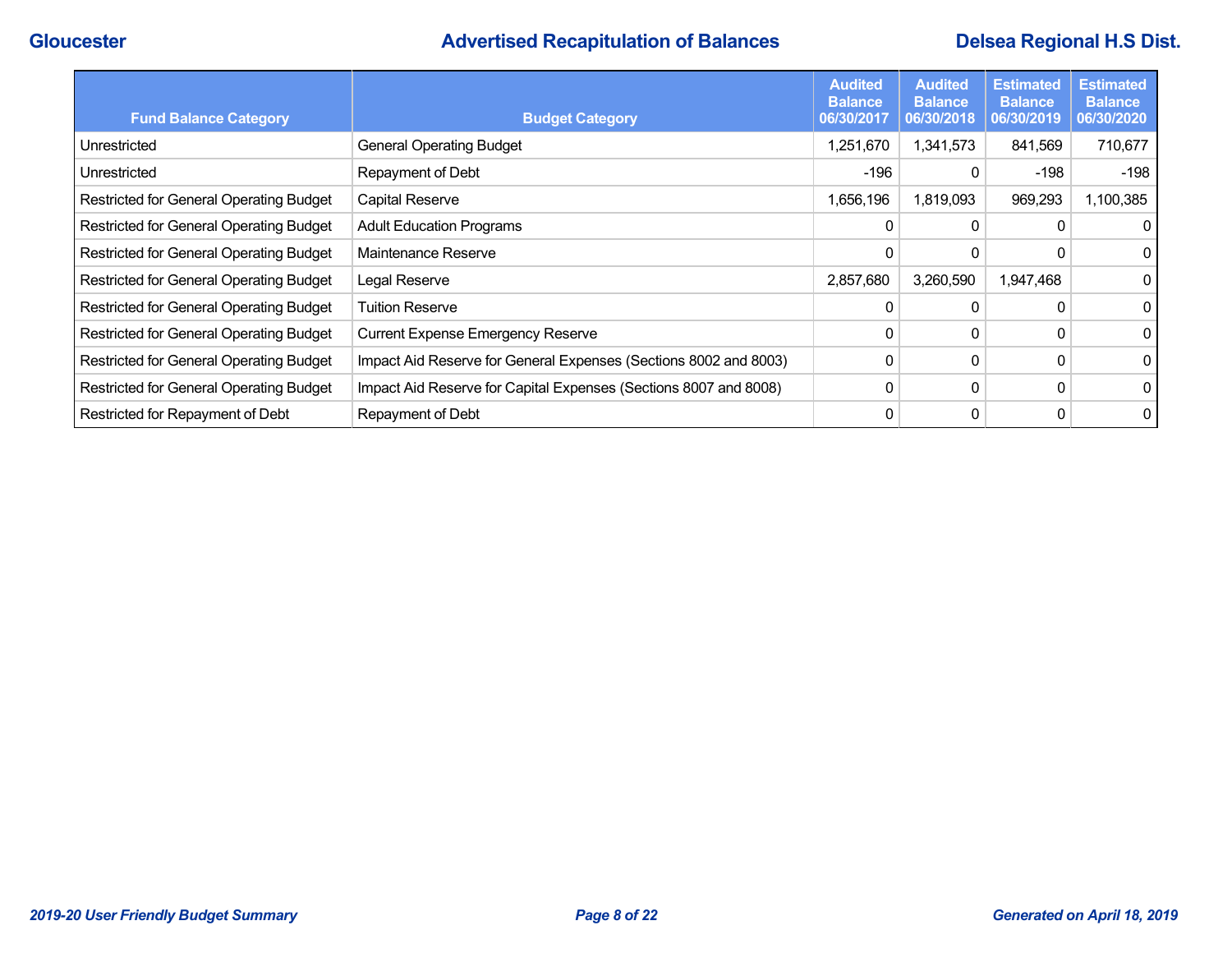# Advertised Recapitulation of Balances

| Fund Balance Category | Budget Category | Audited Balance 06/30/2017 | Audited Balance 06/30/2018 | Estimated Balance 06/30/2019 | Estimated Balance 06/30/2020 |
|---|---|---|---|---|---|
| Unrestricted | General Operating Budget | 1,251,670 | 1,341,573 | 841,569 | 710,677 |
| Unrestricted | Repayment of Debt | -196 | 0 | -198 | -198 |
| Restricted for General Operating Budget | Capital Reserve | 1,656,196 | 1,819,093 | 969,293 | 1,100,385 |
| Restricted for General Operating Budget | Adult Education Programs | 0 | 0 | 0 | 0 |
| Restricted for General Operating Budget | Maintenance Reserve | 0 | 0 | 0 | 0 |
| Restricted for General Operating Budget | Legal Reserve | 2,857,680 | 3,260,590 | 1,947,468 | 0 |
| Restricted for General Operating Budget | Tuition Reserve | 0 | 0 | 0 | 0 |
| Restricted for General Operating Budget | Current Expense Emergency Reserve | 0 | 0 | 0 | 0 |
| Restricted for General Operating Budget | Impact Aid Reserve for General Expenses (Sections 8002 and 8003) | 0 | 0 | 0 | 0 |
| Restricted for General Operating Budget | Impact Aid Reserve for Capital Expenses (Sections 8007 and 8008) | 0 | 0 | 0 | 0 |
| Restricted for Repayment of Debt | Repayment of Debt | 0 | 0 | 0 | 0 |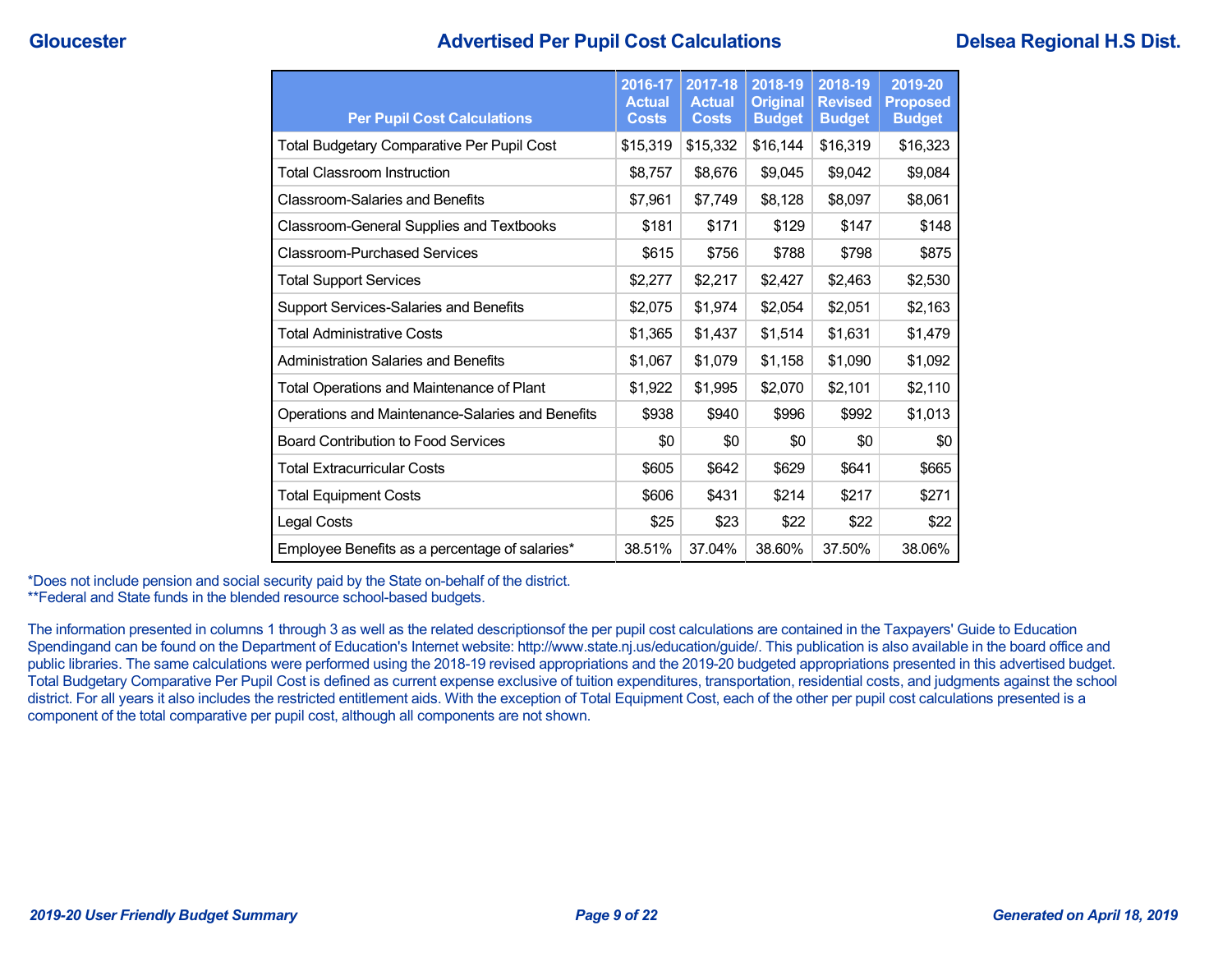# Advertised Per Pupil Cost Calculations

Gloucester — Delsea Regional H.S Dist.

| Per Pupil Cost Calculations | 2016-17 Actual Costs | 2017-18 Actual Costs | 2018-19 Original Budget | 2018-19 Revised Budget | 2019-20 Proposed Budget |
|---|---|---|---|---|---|
| Total Budgetary Comparative Per Pupil Cost | $15,319 | $15,332 | $16,144 | $16,319 | $16,323 |
| Total Classroom Instruction | $8,757 | $8,676 | $9,045 | $9,042 | $9,084 |
| Classroom-Salaries and Benefits | $7,961 | $7,749 | $8,128 | $8,097 | $8,061 |
| Classroom-General Supplies and Textbooks | $181 | $171 | $129 | $147 | $148 |
| Classroom-Purchased Services | $615 | $756 | $788 | $798 | $875 |
| Total Support Services | $2,277 | $2,217 | $2,427 | $2,463 | $2,530 |
| Support Services-Salaries and Benefits | $2,075 | $1,974 | $2,054 | $2,051 | $2,163 |
| Total Administrative Costs | $1,365 | $1,437 | $1,514 | $1,631 | $1,479 |
| Administration Salaries and Benefits | $1,067 | $1,079 | $1,158 | $1,090 | $1,092 |
| Total Operations and Maintenance of Plant | $1,922 | $1,995 | $2,070 | $2,101 | $2,110 |
| Operations and Maintenance-Salaries and Benefits | $938 | $940 | $996 | $992 | $1,013 |
| Board Contribution to Food Services | $0 | $0 | $0 | $0 | $0 |
| Total Extracurricular Costs | $605 | $642 | $629 | $641 | $665 |
| Total Equipment Costs | $606 | $431 | $214 | $217 | $271 |
| Legal Costs | $25 | $23 | $22 | $22 | $22 |
| Employee Benefits as a percentage of salaries* | 38.51% | 37.04% | 38.60% | 37.50% | 38.06% |

*Does not include pension and social security paid by the State on-behalf of the district.
**Federal and State funds in the blended resource school-based budgets.

The information presented in columns 1 through 3 as well as the related descriptionsof the per pupil cost calculations are contained in the Taxpayers' Guide to Education Spendingand can be found on the Department of Education's Internet website: http://www.state.nj.us/education/guide/. This publication is also available in the board office and public libraries. The same calculations were performed using the 2018-19 revised appropriations and the 2019-20 budgeted appropriations presented in this advertised budget. Total Budgetary Comparative Per Pupil Cost is defined as current expense exclusive of tuition expenditures, transportation, residential costs, and judgments against the school district. For all years it also includes the restricted entitlement aids. With the exception of Total Equipment Cost, each of the other per pupil cost calculations presented is a component of the total comparative per pupil cost, although all components are not shown.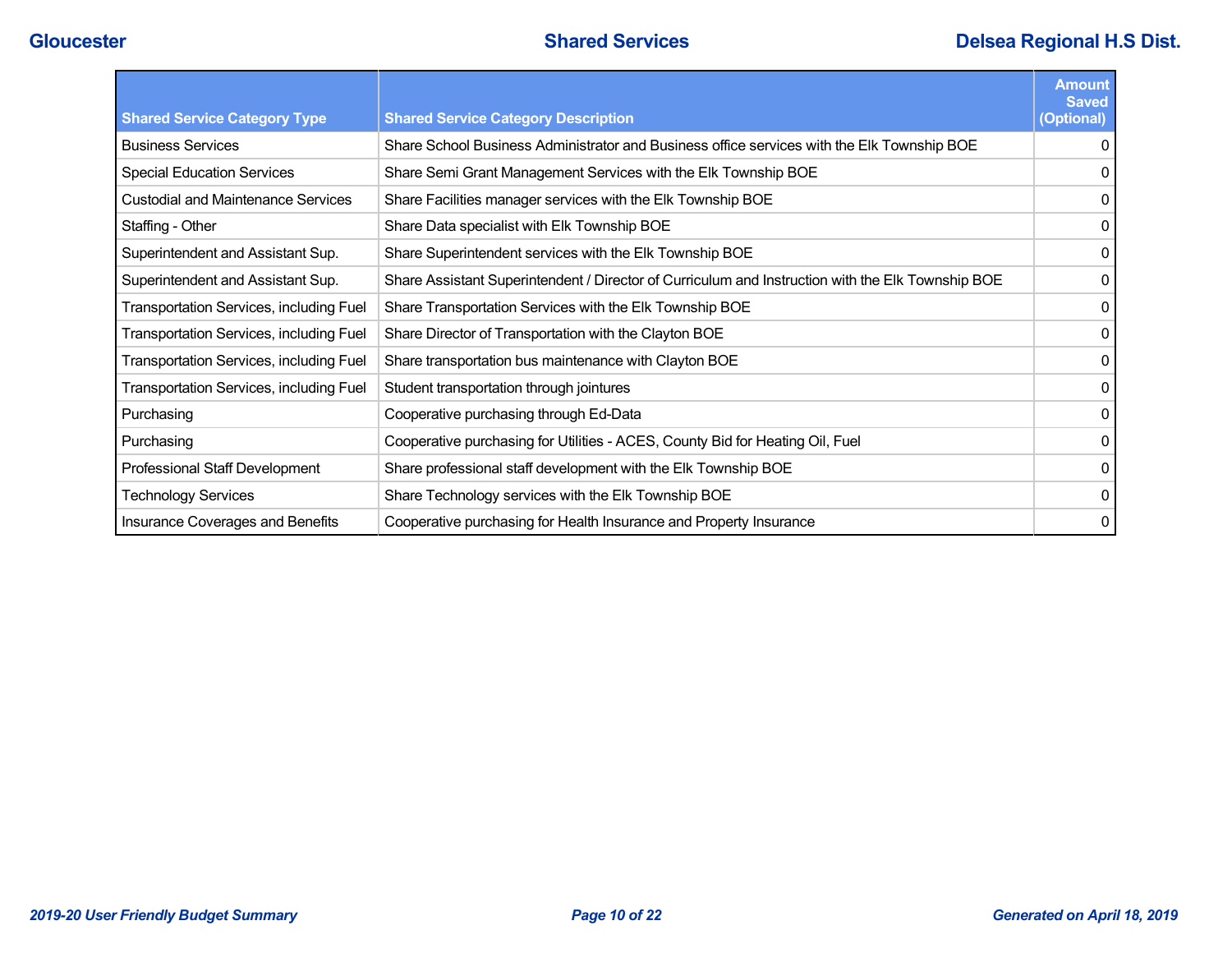| Shared Service Category Type | Shared Service Category Description | Amount Saved (Optional) |
|---|---|---|
| Business Services | Share School Business Administrator and Business office services with the Elk Township BOE | 0 |
| Special Education Services | Share Semi Grant Management Services with the Elk Township BOE | 0 |
| Custodial and Maintenance Services | Share Facilities manager services with the Elk Township BOE | 0 |
| Staffing - Other | Share Data specialist with Elk Township BOE | 0 |
| Superintendent and Assistant Sup. | Share Superintendent services with the Elk Township BOE | 0 |
| Superintendent and Assistant Sup. | Share Assistant Superintendent / Director of Curriculum and Instruction with the Elk Township BOE | 0 |
| Transportation Services, including Fuel | Share Transportation Services with the Elk Township BOE | 0 |
| Transportation Services, including Fuel | Share Director of Transportation with the Clayton BOE | 0 |
| Transportation Services, including Fuel | Share transportation bus maintenance with Clayton BOE | 0 |
| Transportation Services, including Fuel | Student transportation through jointures | 0 |
| Purchasing | Cooperative purchasing through Ed-Data | 0 |
| Purchasing | Cooperative purchasing for Utilities - ACES, County Bid for Heating Oil, Fuel | 0 |
| Professional Staff Development | Share professional staff development with the Elk Township BOE | 0 |
| Technology Services | Share Technology services with the Elk Township BOE | 0 |
| Insurance Coverages and Benefits | Cooperative purchasing for Health Insurance and Property Insurance | 0 |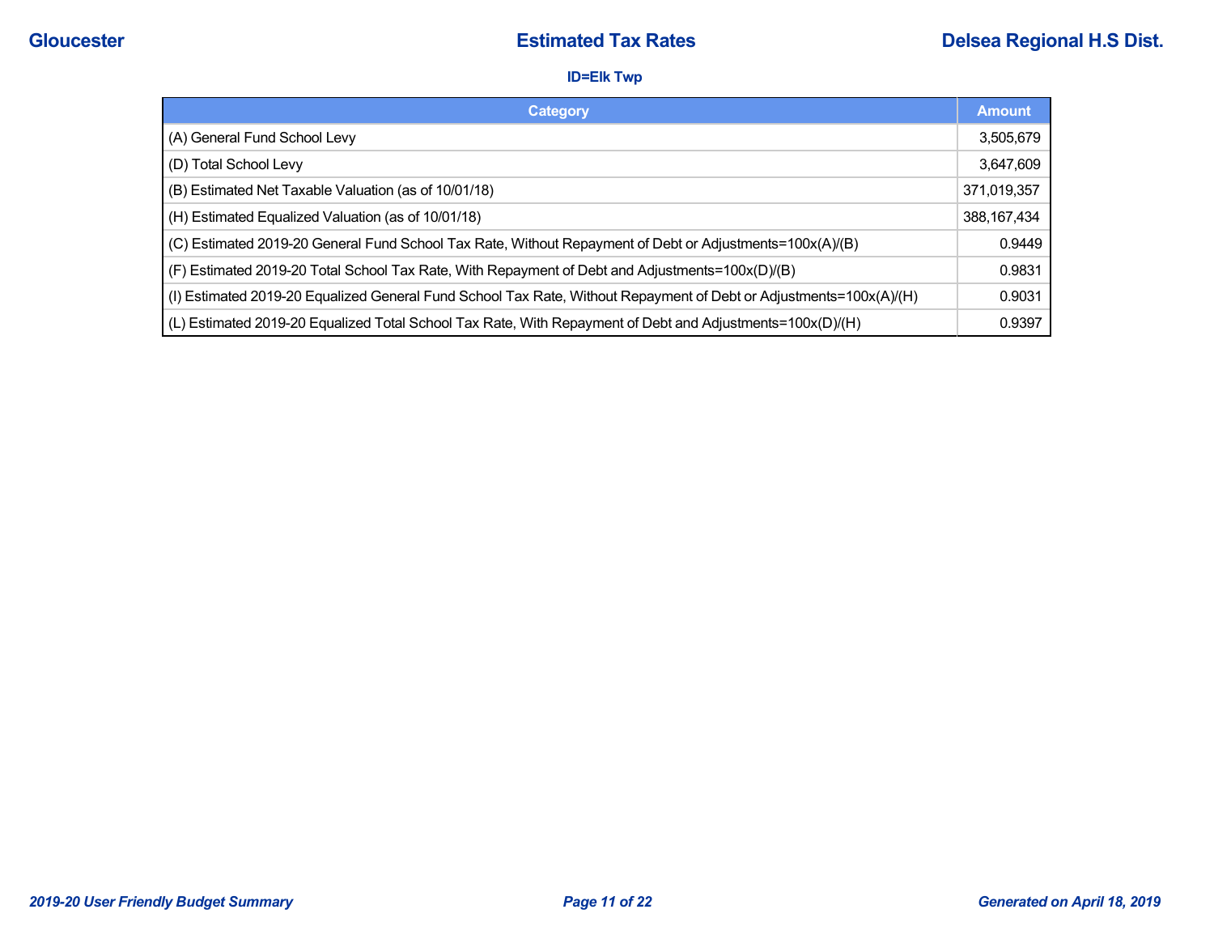# Estimated Tax Rates

**ID=Elk Twp**

| Category | Amount |
|---|---|
| (A) General Fund School Levy | 3,505,679 |
| (D) Total School Levy | 3,647,609 |
| (B) Estimated Net Taxable Valuation (as of 10/01/18) | 371,019,357 |
| (H) Estimated Equalized Valuation (as of 10/01/18) | 388,167,434 |
| (C) Estimated 2019-20 General Fund School Tax Rate, Without Repayment of Debt or Adjustments=100x(A)/(B) | 0.9449 |
| (F) Estimated 2019-20 Total School Tax Rate, With Repayment of Debt and Adjustments=100x(D)/(B) | 0.9831 |
| (I) Estimated 2019-20 Equalized General Fund School Tax Rate, Without Repayment of Debt or Adjustments=100x(A)/(H) | 0.9031 |
| (L) Estimated 2019-20 Equalized Total School Tax Rate, With Repayment of Debt and Adjustments=100x(D)/(H) | 0.9397 |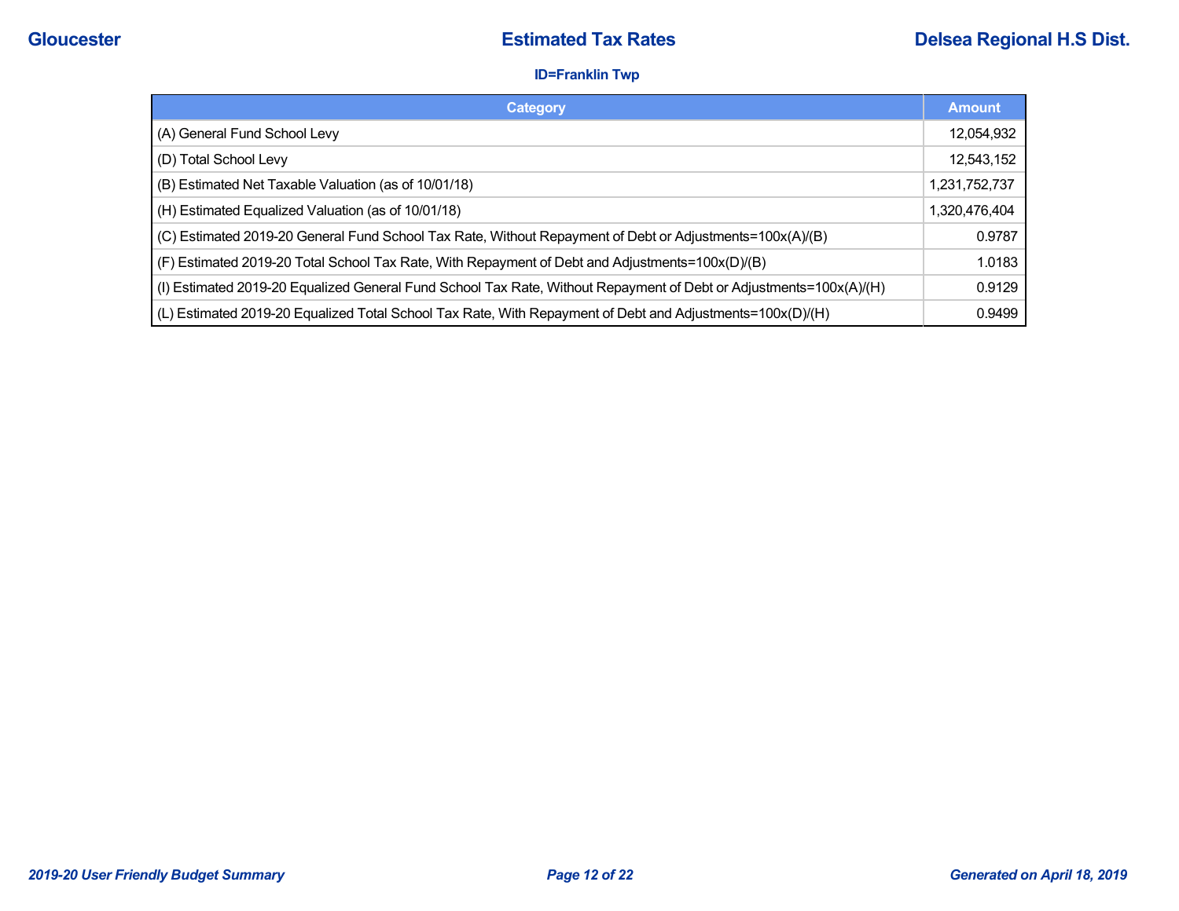# Estimated Tax Rates

Gloucester | Delsea Regional H.S Dist.

**ID=Franklin Twp**

| Category | Amount |
| --- | --- |
| (A) General Fund School Levy | 12,054,932 |
| (D) Total School Levy | 12,543,152 |
| (B) Estimated Net Taxable Valuation (as of 10/01/18) | 1,231,752,737 |
| (H) Estimated Equalized Valuation (as of 10/01/18) | 1,320,476,404 |
| (C) Estimated 2019-20 General Fund School Tax Rate, Without Repayment of Debt or Adjustments=100x(A)/(B) | 0.9787 |
| (F) Estimated 2019-20 Total School Tax Rate, With Repayment of Debt and Adjustments=100x(D)/(B) | 1.0183 |
| (I) Estimated 2019-20 Equalized General Fund School Tax Rate, Without Repayment of Debt or Adjustments=100x(A)/(H) | 0.9129 |
| (L) Estimated 2019-20 Equalized Total School Tax Rate, With Repayment of Debt and Adjustments=100x(D)/(H) | 0.9499 |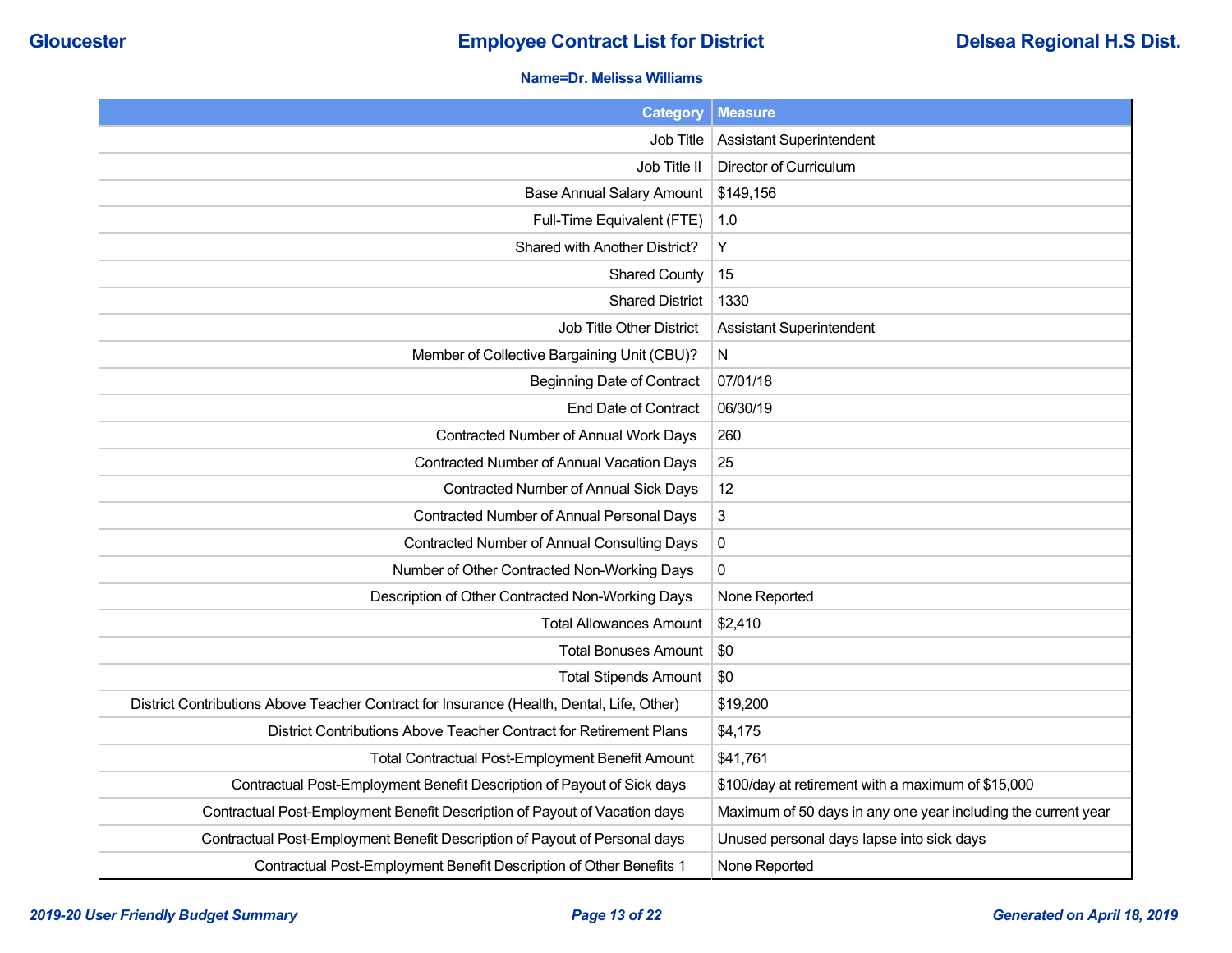**Name=Dr. Melissa Williams**

| Category | Measure |
|---|---|
| Job Title | Assistant Superintendent |
| Job Title II | Director of Curriculum |
| Base Annual Salary Amount | $149,156 |
| Full-Time Equivalent (FTE) | 1.0 |
| Shared with Another District? | Y |
| Shared County | 15 |
| Shared District | 1330 |
| Job Title Other District | Assistant Superintendent |
| Member of Collective Bargaining Unit (CBU)? | N |
| Beginning Date of Contract | 07/01/18 |
| End Date of Contract | 06/30/19 |
| Contracted Number of Annual Work Days | 260 |
| Contracted Number of Annual Vacation Days | 25 |
| Contracted Number of Annual Sick Days | 12 |
| Contracted Number of Annual Personal Days | 3 |
| Contracted Number of Annual Consulting Days | 0 |
| Number of Other Contracted Non-Working Days | 0 |
| Description of Other Contracted Non-Working Days | None Reported |
| Total Allowances Amount | $2,410 |
| Total Bonuses Amount | $0 |
| Total Stipends Amount | $0 |
| District Contributions Above Teacher Contract for Insurance (Health, Dental, Life, Other) | $19,200 |
| District Contributions Above Teacher Contract for Retirement Plans | $4,175 |
| Total Contractual Post-Employment Benefit Amount | $41,761 |
| Contractual Post-Employment Benefit Description of Payout of Sick days | $100/day at retirement with a maximum of $15,000 |
| Contractual Post-Employment Benefit Description of Payout of Vacation days | Maximum of 50 days in any one year including the current year |
| Contractual Post-Employment Benefit Description of Payout of Personal days | Unused personal days lapse into sick days |
| Contractual Post-Employment Benefit Description of Other Benefits 1 | None Reported |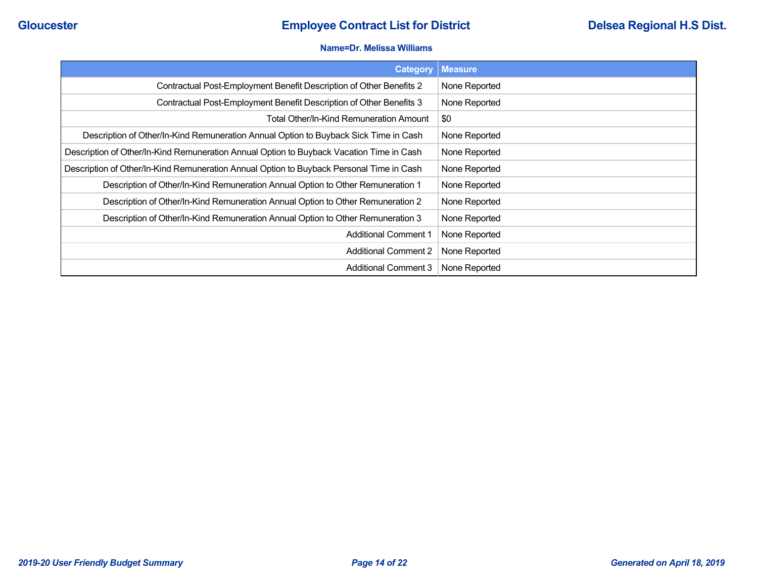**Name=Dr. Melissa Williams**

| Category | Measure |
| --- | --- |
| Contractual Post-Employment Benefit Description of Other Benefits 2 | None Reported |
| Contractual Post-Employment Benefit Description of Other Benefits 3 | None Reported |
| Total Other/In-Kind Remuneration Amount | $0 |
| Description of Other/In-Kind Remuneration Annual Option to Buyback Sick Time in Cash | None Reported |
| Description of Other/In-Kind Remuneration Annual Option to Buyback Vacation Time in Cash | None Reported |
| Description of Other/In-Kind Remuneration Annual Option to Buyback Personal Time in Cash | None Reported |
| Description of Other/In-Kind Remuneration Annual Option to Other Remuneration 1 | None Reported |
| Description of Other/In-Kind Remuneration Annual Option to Other Remuneration 2 | None Reported |
| Description of Other/In-Kind Remuneration Annual Option to Other Remuneration 3 | None Reported |
| Additional Comment 1 | None Reported |
| Additional Comment 2 | None Reported |
| Additional Comment 3 | None Reported |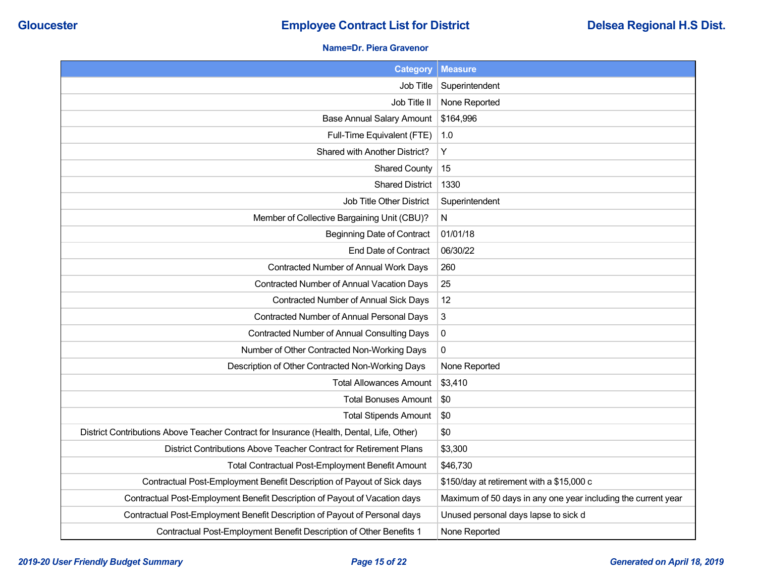# Gloucester — Employee Contract List for District — Delsea Regional H.S Dist.

**Name=Dr. Piera Gravenor**

| Category | Measure |
|---|---|
| Job Title | Superintendent |
| Job Title II | None Reported |
| Base Annual Salary Amount | $164,996 |
| Full-Time Equivalent (FTE) | 1.0 |
| Shared with Another District? | Y |
| Shared County | 15 |
| Shared District | 1330 |
| Job Title Other District | Superintendent |
| Member of Collective Bargaining Unit (CBU)? | N |
| Beginning Date of Contract | 01/01/18 |
| End Date of Contract | 06/30/22 |
| Contracted Number of Annual Work Days | 260 |
| Contracted Number of Annual Vacation Days | 25 |
| Contracted Number of Annual Sick Days | 12 |
| Contracted Number of Annual Personal Days | 3 |
| Contracted Number of Annual Consulting Days | 0 |
| Number of Other Contracted Non-Working Days | 0 |
| Description of Other Contracted Non-Working Days | None Reported |
| Total Allowances Amount | $3,410 |
| Total Bonuses Amount | $0 |
| Total Stipends Amount | $0 |
| District Contributions Above Teacher Contract for Insurance (Health, Dental, Life, Other) | $0 |
| District Contributions Above Teacher Contract for Retirement Plans | $3,300 |
| Total Contractual Post-Employment Benefit Amount | $46,730 |
| Contractual Post-Employment Benefit Description of Payout of Sick days | $150/day at retirement with a $15,000 c |
| Contractual Post-Employment Benefit Description of Payout of Vacation days | Maximum of 50 days in any one year including the current year |
| Contractual Post-Employment Benefit Description of Payout of Personal days | Unused personal days lapse to sick d |
| Contractual Post-Employment Benefit Description of Other Benefits 1 | None Reported |

*2019-20 User Friendly Budget Summary* — *Generated on April 18, 2019*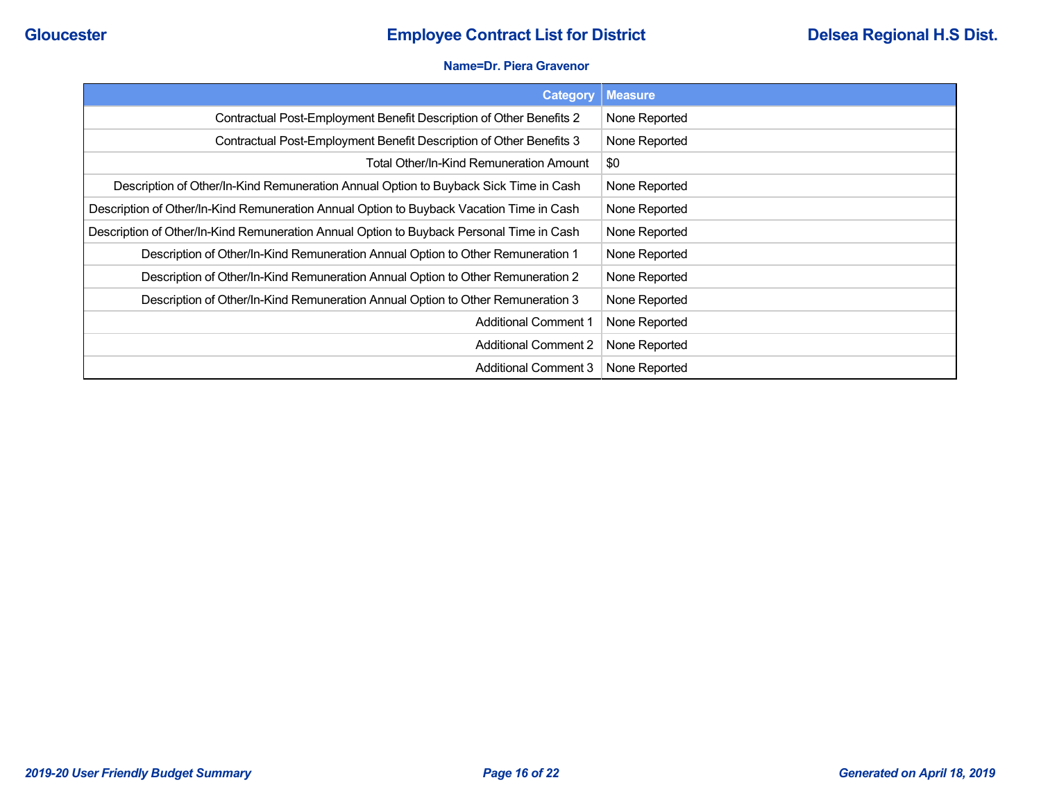**Name=Dr. Piera Gravenor**

| Category | Measure |
|---|---|
| Contractual Post-Employment Benefit Description of Other Benefits 2 | None Reported |
| Contractual Post-Employment Benefit Description of Other Benefits 3 | None Reported |
| Total Other/In-Kind Remuneration Amount | $0 |
| Description of Other/In-Kind Remuneration Annual Option to Buyback Sick Time in Cash | None Reported |
| Description of Other/In-Kind Remuneration Annual Option to Buyback Vacation Time in Cash | None Reported |
| Description of Other/In-Kind Remuneration Annual Option to Buyback Personal Time in Cash | None Reported |
| Description of Other/In-Kind Remuneration Annual Option to Other Remuneration 1 | None Reported |
| Description of Other/In-Kind Remuneration Annual Option to Other Remuneration 2 | None Reported |
| Description of Other/In-Kind Remuneration Annual Option to Other Remuneration 3 | None Reported |
| Additional Comment 1 | None Reported |
| Additional Comment 2 | None Reported |
| Additional Comment 3 | None Reported |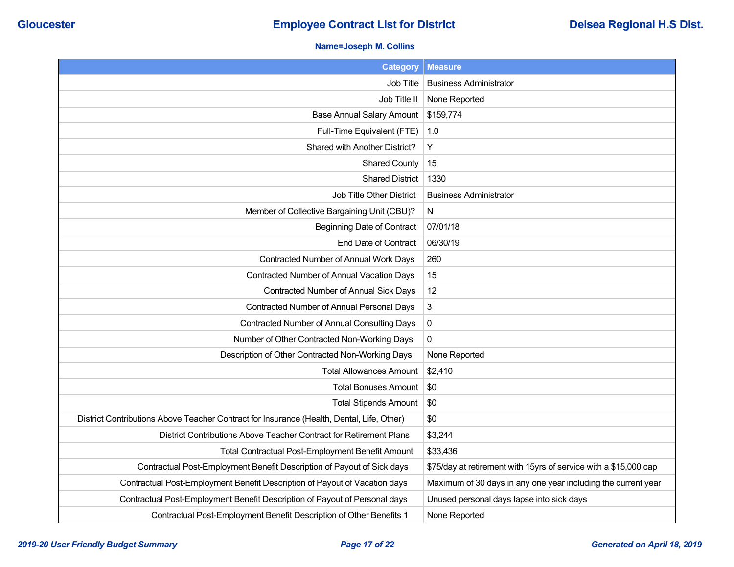Gloucester **Employee Contract List for District** Delsea Regional H.S Dist.

**Name=Joseph M. Collins**

| Category | Measure |
|---|---|
| Job Title | Business Administrator |
| Job Title II | None Reported |
| Base Annual Salary Amount | $159,774 |
| Full-Time Equivalent (FTE) | 1.0 |
| Shared with Another District? | Y |
| Shared County | 15 |
| Shared District | 1330 |
| Job Title Other District | Business Administrator |
| Member of Collective Bargaining Unit (CBU)? | N |
| Beginning Date of Contract | 07/01/18 |
| End Date of Contract | 06/30/19 |
| Contracted Number of Annual Work Days | 260 |
| Contracted Number of Annual Vacation Days | 15 |
| Contracted Number of Annual Sick Days | 12 |
| Contracted Number of Annual Personal Days | 3 |
| Contracted Number of Annual Consulting Days | 0 |
| Number of Other Contracted Non-Working Days | 0 |
| Description of Other Contracted Non-Working Days | None Reported |
| Total Allowances Amount | $2,410 |
| Total Bonuses Amount | $0 |
| Total Stipends Amount | $0 |
| District Contributions Above Teacher Contract for Insurance (Health, Dental, Life, Other) | $0 |
| District Contributions Above Teacher Contract for Retirement Plans | $3,244 |
| Total Contractual Post-Employment Benefit Amount | $33,436 |
| Contractual Post-Employment Benefit Description of Payout of Sick days | $75/day at retirement with 15yrs of service with a $15,000 cap |
| Contractual Post-Employment Benefit Description of Payout of Vacation days | Maximum of 30 days in any one year including the current year |
| Contractual Post-Employment Benefit Description of Payout of Personal days | Unused personal days lapse into sick days |
| Contractual Post-Employment Benefit Description of Other Benefits 1 | None Reported |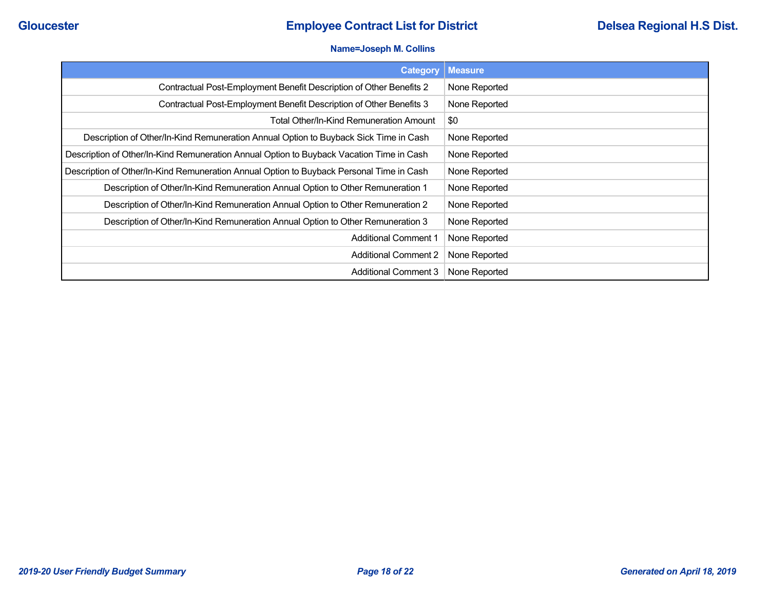**Name=Joseph M. Collins**

| Category | Measure |
|---|---|
| Contractual Post-Employment Benefit Description of Other Benefits 2 | None Reported |
| Contractual Post-Employment Benefit Description of Other Benefits 3 | None Reported |
| Total Other/In-Kind Remuneration Amount | $0 |
| Description of Other/In-Kind Remuneration Annual Option to Buyback Sick Time in Cash | None Reported |
| Description of Other/In-Kind Remuneration Annual Option to Buyback Vacation Time in Cash | None Reported |
| Description of Other/In-Kind Remuneration Annual Option to Buyback Personal Time in Cash | None Reported |
| Description of Other/In-Kind Remuneration Annual Option to Other Remuneration 1 | None Reported |
| Description of Other/In-Kind Remuneration Annual Option to Other Remuneration 2 | None Reported |
| Description of Other/In-Kind Remuneration Annual Option to Other Remuneration 3 | None Reported |
| Additional Comment 1 | None Reported |
| Additional Comment 2 | None Reported |
| Additional Comment 3 | None Reported |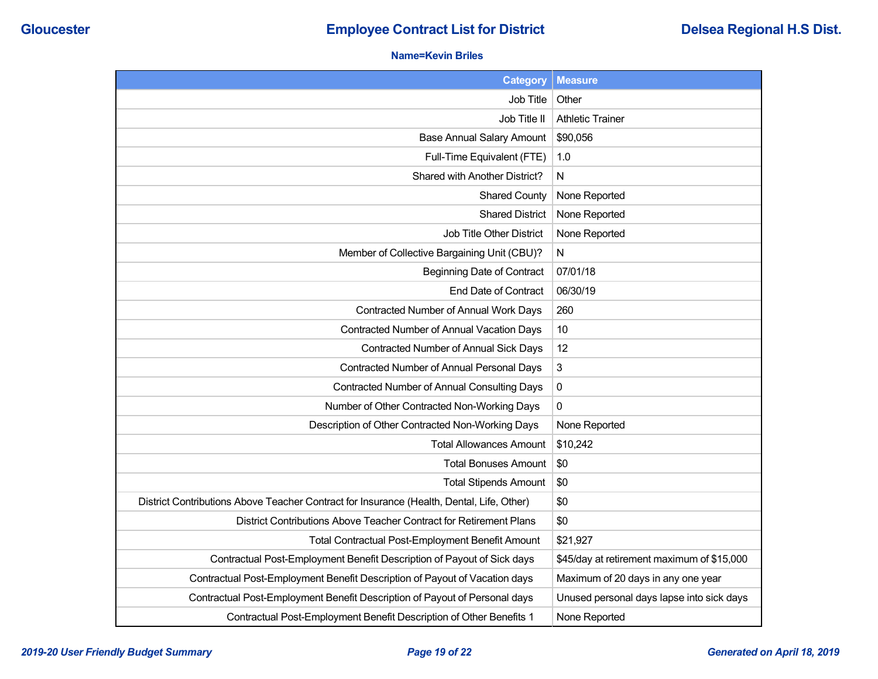**Name=Kevin Briles**

| Category | Measure |
|---:|---|
| Job Title | Other |
| Job Title II | Athletic Trainer |
| Base Annual Salary Amount | $90,056 |
| Full-Time Equivalent (FTE) | 1.0 |
| Shared with Another District? | N |
| Shared County | None Reported |
| Shared District | None Reported |
| Job Title Other District | None Reported |
| Member of Collective Bargaining Unit (CBU)? | N |
| Beginning Date of Contract | 07/01/18 |
| End Date of Contract | 06/30/19 |
| Contracted Number of Annual Work Days | 260 |
| Contracted Number of Annual Vacation Days | 10 |
| Contracted Number of Annual Sick Days | 12 |
| Contracted Number of Annual Personal Days | 3 |
| Contracted Number of Annual Consulting Days | 0 |
| Number of Other Contracted Non-Working Days | 0 |
| Description of Other Contracted Non-Working Days | None Reported |
| Total Allowances Amount | $10,242 |
| Total Bonuses Amount | $0 |
| Total Stipends Amount | $0 |
| District Contributions Above Teacher Contract for Insurance (Health, Dental, Life, Other) | $0 |
| District Contributions Above Teacher Contract for Retirement Plans | $0 |
| Total Contractual Post-Employment Benefit Amount | $21,927 |
| Contractual Post-Employment Benefit Description of Payout of Sick days | $45/day at retirement maximum of $15,000 |
| Contractual Post-Employment Benefit Description of Payout of Vacation days | Maximum of 20 days in any one year |
| Contractual Post-Employment Benefit Description of Payout of Personal days | Unused personal days lapse into sick days |
| Contractual Post-Employment Benefit Description of Other Benefits 1 | None Reported |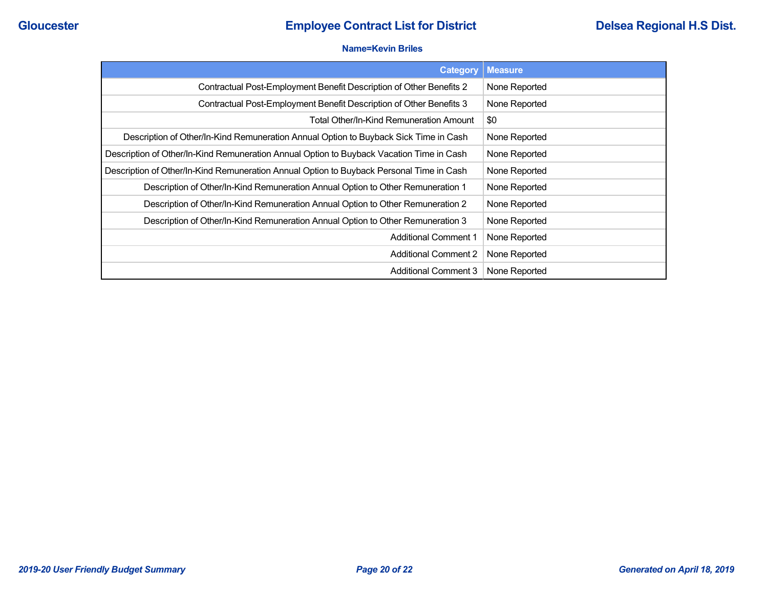**Name=Kevin Briles**

| Category | Measure |
| --- | --- |
| Contractual Post-Employment Benefit Description of Other Benefits 2 | None Reported |
| Contractual Post-Employment Benefit Description of Other Benefits 3 | None Reported |
| Total Other/In-Kind Remuneration Amount | $0 |
| Description of Other/In-Kind Remuneration Annual Option to Buyback Sick Time in Cash | None Reported |
| Description of Other/In-Kind Remuneration Annual Option to Buyback Vacation Time in Cash | None Reported |
| Description of Other/In-Kind Remuneration Annual Option to Buyback Personal Time in Cash | None Reported |
| Description of Other/In-Kind Remuneration Annual Option to Other Remuneration 1 | None Reported |
| Description of Other/In-Kind Remuneration Annual Option to Other Remuneration 2 | None Reported |
| Description of Other/In-Kind Remuneration Annual Option to Other Remuneration 3 | None Reported |
| Additional Comment 1 | None Reported |
| Additional Comment 2 | None Reported |
| Additional Comment 3 | None Reported |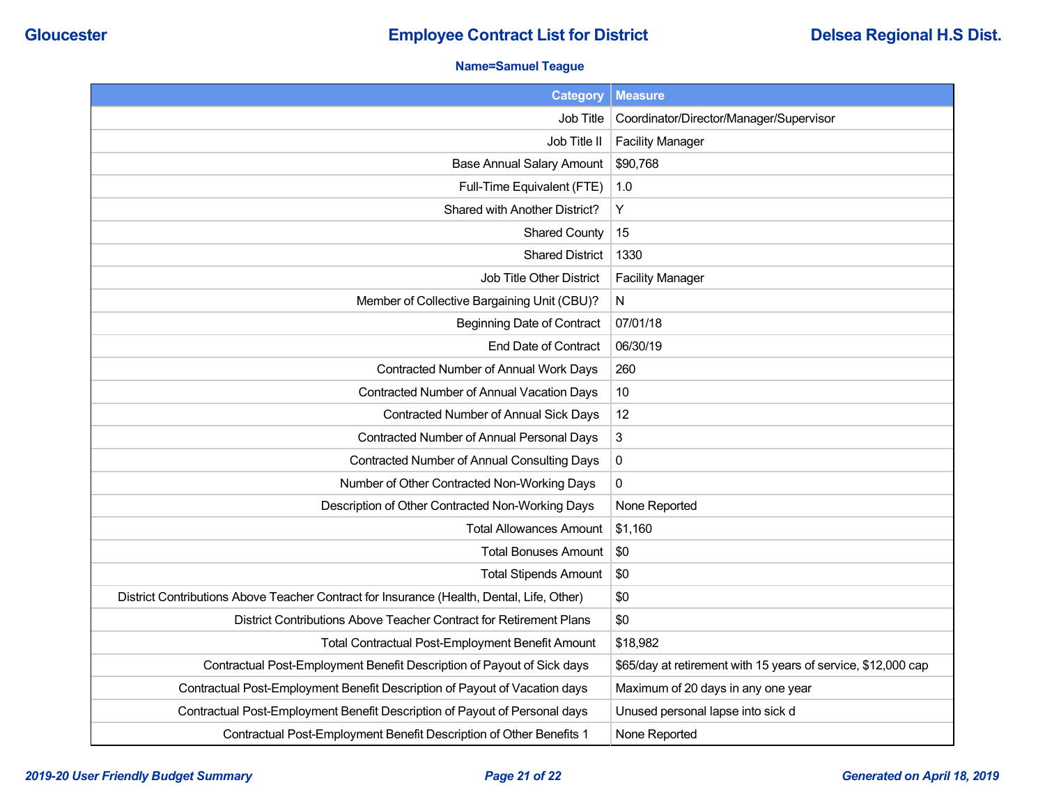**Name=Samuel Teague**

| Category | Measure |
|---|---|
| Job Title | Coordinator/Director/Manager/Supervisor |
| Job Title II | Facility Manager |
| Base Annual Salary Amount | $90,768 |
| Full-Time Equivalent (FTE) | 1.0 |
| Shared with Another District? | Y |
| Shared County | 15 |
| Shared District | 1330 |
| Job Title Other District | Facility Manager |
| Member of Collective Bargaining Unit (CBU)? | N |
| Beginning Date of Contract | 07/01/18 |
| End Date of Contract | 06/30/19 |
| Contracted Number of Annual Work Days | 260 |
| Contracted Number of Annual Vacation Days | 10 |
| Contracted Number of Annual Sick Days | 12 |
| Contracted Number of Annual Personal Days | 3 |
| Contracted Number of Annual Consulting Days | 0 |
| Number of Other Contracted Non-Working Days | 0 |
| Description of Other Contracted Non-Working Days | None Reported |
| Total Allowances Amount | $1,160 |
| Total Bonuses Amount | $0 |
| Total Stipends Amount | $0 |
| District Contributions Above Teacher Contract for Insurance (Health, Dental, Life, Other) | $0 |
| District Contributions Above Teacher Contract for Retirement Plans | $0 |
| Total Contractual Post-Employment Benefit Amount | $18,982 |
| Contractual Post-Employment Benefit Description of Payout of Sick days | $65/day at retirement with 15 years of service, $12,000 cap |
| Contractual Post-Employment Benefit Description of Payout of Vacation days | Maximum of 20 days in any one year |
| Contractual Post-Employment Benefit Description of Payout of Personal days | Unused personal lapse into sick d |
| Contractual Post-Employment Benefit Description of Other Benefits 1 | None Reported |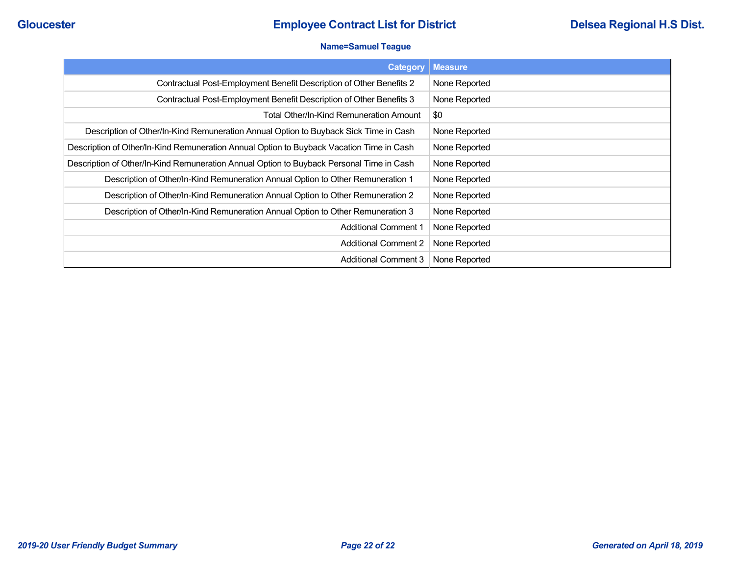**Name=Samuel Teague**

| Category | Measure |
|---|---|
| Contractual Post-Employment Benefit Description of Other Benefits 2 | None Reported |
| Contractual Post-Employment Benefit Description of Other Benefits 3 | None Reported |
| Total Other/In-Kind Remuneration Amount | $0 |
| Description of Other/In-Kind Remuneration Annual Option to Buyback Sick Time in Cash | None Reported |
| Description of Other/In-Kind Remuneration Annual Option to Buyback Vacation Time in Cash | None Reported |
| Description of Other/In-Kind Remuneration Annual Option to Buyback Personal Time in Cash | None Reported |
| Description of Other/In-Kind Remuneration Annual Option to Other Remuneration 1 | None Reported |
| Description of Other/In-Kind Remuneration Annual Option to Other Remuneration 2 | None Reported |
| Description of Other/In-Kind Remuneration Annual Option to Other Remuneration 3 | None Reported |
| Additional Comment 1 | None Reported |
| Additional Comment 2 | None Reported |
| Additional Comment 3 | None Reported |